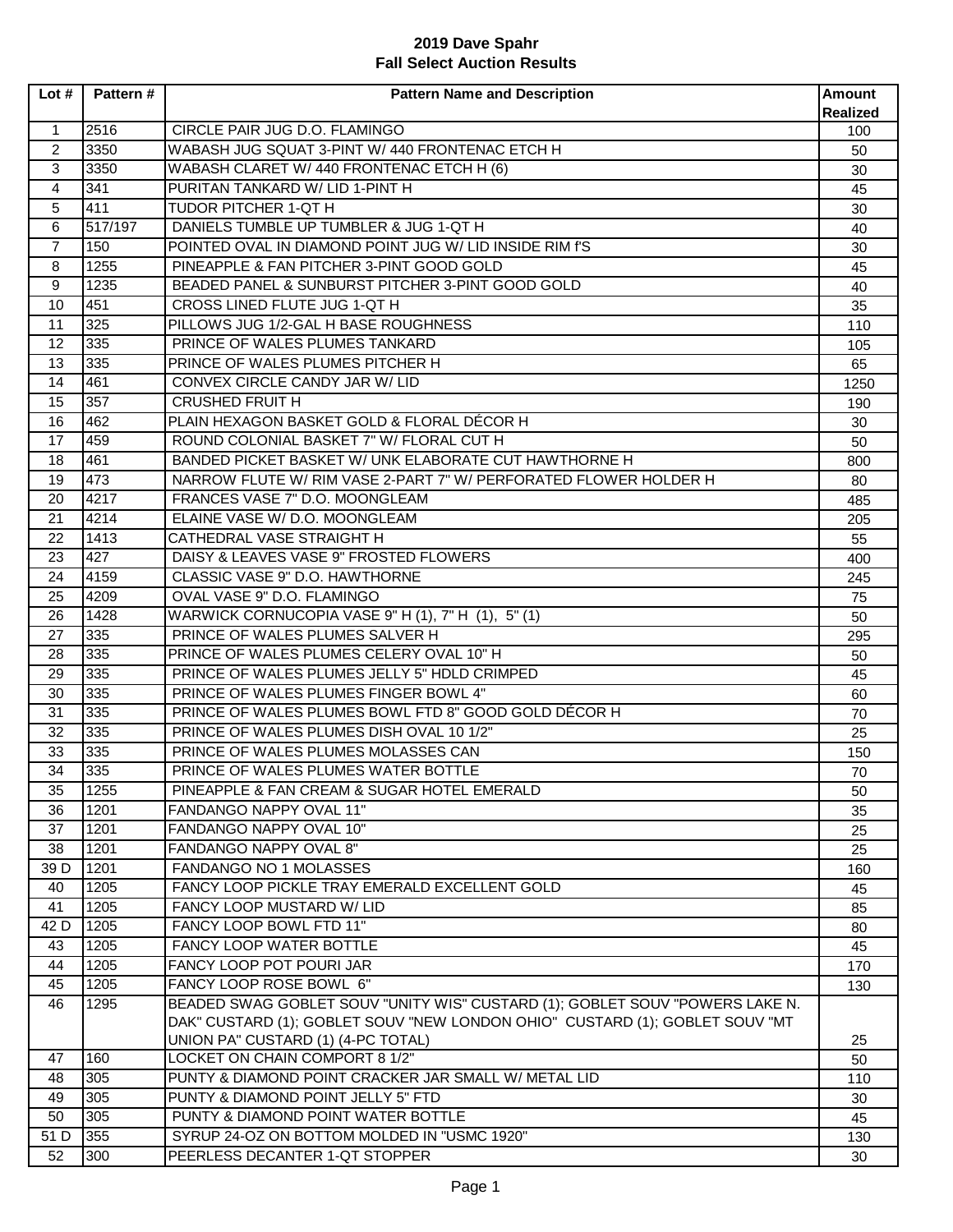# 2019 Dave Spahr
## Fall Select Auction Results

| Lot # | Pattern # | Pattern Name and Description | Amount Realized |
|---|---|---|---|
| 1 | 2516 | CIRCLE PAIR JUG D.O. FLAMINGO | 100 |
| 2 | 3350 | WABASH JUG SQUAT 3-PINT W/ 440 FRONTENAC ETCH H | 50 |
| 3 | 3350 | WABASH CLARET W/ 440 FRONTENAC ETCH H (6) | 30 |
| 4 | 341 | PURITAN TANKARD W/ LID 1-PINT H | 45 |
| 5 | 411 | TUDOR PITCHER 1-QT H | 30 |
| 6 | 517/197 | DANIELS TUMBLE UP TUMBLER & JUG 1-QT H | 40 |
| 7 | 150 | POINTED OVAL IN DIAMOND POINT JUG W/ LID INSIDE RIM f'S | 30 |
| 8 | 1255 | PINEAPPLE & FAN PITCHER 3-PINT GOOD GOLD | 45 |
| 9 | 1235 | BEADED PANEL & SUNBURST PITCHER 3-PINT GOOD GOLD | 40 |
| 10 | 451 | CROSS LINED FLUTE JUG 1-QT H | 35 |
| 11 | 325 | PILLOWS JUG 1/2-GAL H BASE ROUGHNESS | 110 |
| 12 | 335 | PRINCE OF WALES PLUMES TANKARD | 105 |
| 13 | 335 | PRINCE OF WALES PLUMES PITCHER H | 65 |
| 14 | 461 | CONVEX CIRCLE CANDY JAR W/ LID | 1250 |
| 15 | 357 | CRUSHED FRUIT H | 190 |
| 16 | 462 | PLAIN HEXAGON BASKET GOLD & FLORAL DÉCOR H | 30 |
| 17 | 459 | ROUND COLONIAL BASKET 7" W/ FLORAL CUT H | 50 |
| 18 | 461 | BANDED PICKET BASKET W/ UNK ELABORATE CUT HAWTHORNE H | 800 |
| 19 | 473 | NARROW FLUTE W/ RIM VASE 2-PART 7" W/ PERFORATED FLOWER HOLDER H | 80 |
| 20 | 4217 | FRANCES VASE 7" D.O. MOONGLEAM | 485 |
| 21 | 4214 | ELAINE VASE W/ D.O. MOONGLEAM | 205 |
| 22 | 1413 | CATHEDRAL VASE STRAIGHT H | 55 |
| 23 | 427 | DAISY & LEAVES VASE 9" FROSTED FLOWERS | 400 |
| 24 | 4159 | CLASSIC VASE 9" D.O. HAWTHORNE | 245 |
| 25 | 4209 | OVAL VASE 9" D.O. FLAMINGO | 75 |
| 26 | 1428 | WARWICK CORNUCOPIA VASE 9" H (1), 7" H (1), 5" (1) | 50 |
| 27 | 335 | PRINCE OF WALES PLUMES SALVER H | 295 |
| 28 | 335 | PRINCE OF WALES PLUMES CELERY OVAL 10" H | 50 |
| 29 | 335 | PRINCE OF WALES PLUMES JELLY 5" HDLD CRIMPED | 45 |
| 30 | 335 | PRINCE OF WALES PLUMES FINGER BOWL 4" | 60 |
| 31 | 335 | PRINCE OF WALES PLUMES BOWL FTD 8" GOOD GOLD DÉCOR H | 70 |
| 32 | 335 | PRINCE OF WALES PLUMES DISH OVAL 10 1/2" | 25 |
| 33 | 335 | PRINCE OF WALES PLUMES MOLASSES CAN | 150 |
| 34 | 335 | PRINCE OF WALES PLUMES WATER BOTTLE | 70 |
| 35 | 1255 | PINEAPPLE & FAN CREAM & SUGAR HOTEL EMERALD | 50 |
| 36 | 1201 | FANDANGO NAPPY OVAL 11" | 35 |
| 37 | 1201 | FANDANGO NAPPY OVAL 10" | 25 |
| 38 | 1201 | FANDANGO NAPPY OVAL 8" | 25 |
| 39 D | 1201 | FANDANGO NO 1 MOLASSES | 160 |
| 40 | 1205 | FANCY LOOP PICKLE TRAY EMERALD EXCELLENT GOLD | 45 |
| 41 | 1205 | FANCY LOOP MUSTARD W/ LID | 85 |
| 42 D | 1205 | FANCY LOOP BOWL FTD 11" | 80 |
| 43 | 1205 | FANCY LOOP WATER BOTTLE | 45 |
| 44 | 1205 | FANCY LOOP POT POURI JAR | 170 |
| 45 | 1205 | FANCY LOOP ROSE BOWL 6" | 130 |
| 46 | 1295 | BEADED SWAG GOBLET SOUV "UNITY WIS" CUSTARD (1); GOBLET SOUV "POWERS LAKE N. DAK" CUSTARD (1); GOBLET SOUV "NEW LONDON OHIO" CUSTARD (1); GOBLET SOUV "MT UNION PA" CUSTARD (1) (4-PC TOTAL) | 25 |
| 47 | 160 | LOCKET ON CHAIN COMPORT 8 1/2" | 50 |
| 48 | 305 | PUNTY & DIAMOND POINT CRACKER JAR SMALL W/ METAL LID | 110 |
| 49 | 305 | PUNTY & DIAMOND POINT JELLY 5" FTD | 30 |
| 50 | 305 | PUNTY & DIAMOND POINT WATER BOTTLE | 45 |
| 51 D | 355 | SYRUP 24-OZ ON BOTTOM MOLDED IN "USMC 1920" | 130 |
| 52 | 300 | PEERLESS DECANTER 1-QT STOPPER | 30 |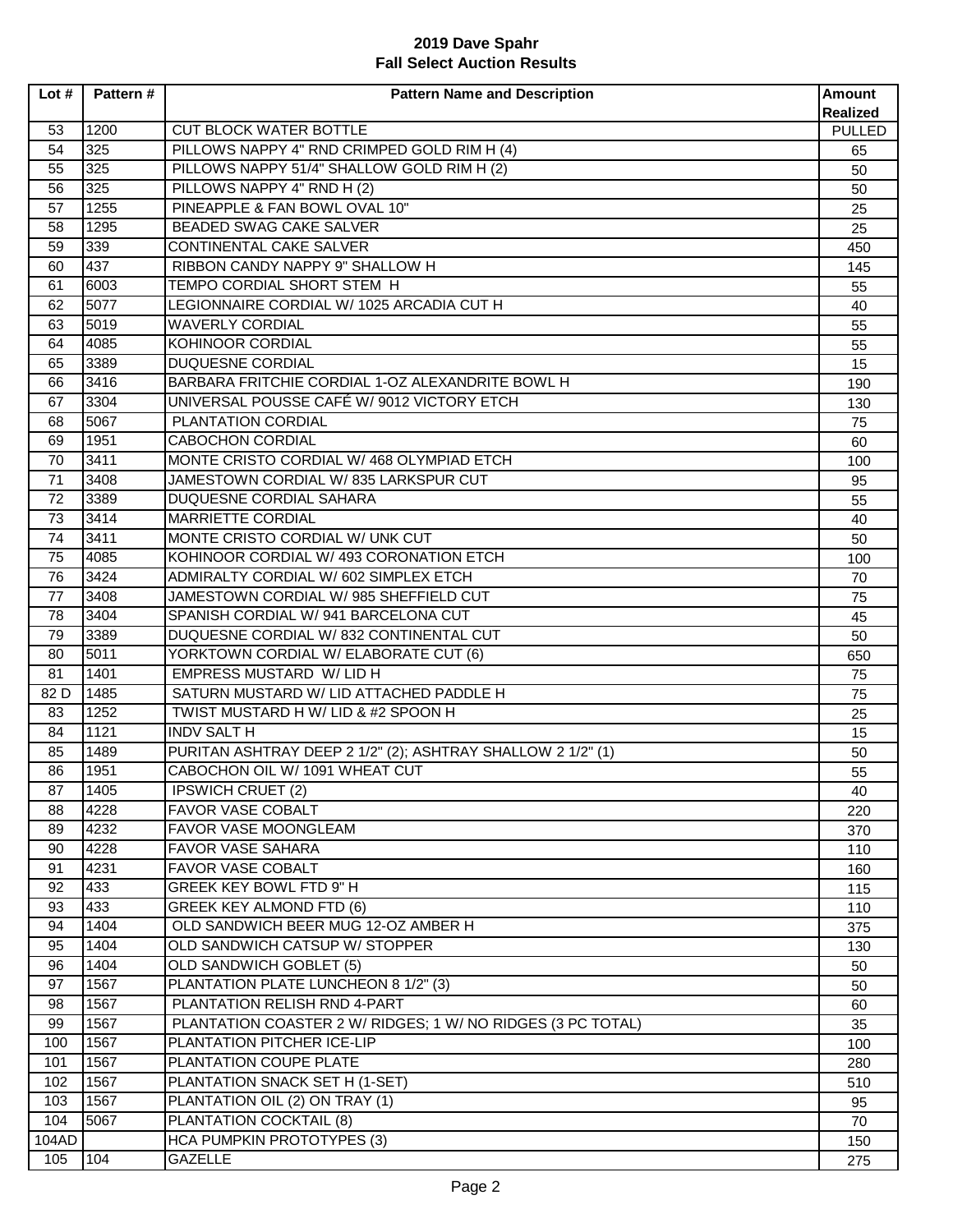# 2019 Dave Spahr
## Fall Select Auction Results

| Lot # | Pattern # | Pattern Name and Description | Amount Realized |
|---|---|---|---|
| 53 | 1200 | CUT BLOCK WATER BOTTLE | PULLED |
| 54 | 325 | PILLOWS NAPPY 4" RND CRIMPED GOLD RIM H (4) | 65 |
| 55 | 325 | PILLOWS NAPPY 51/4" SHALLOW GOLD RIM H (2) | 50 |
| 56 | 325 | PILLOWS NAPPY 4" RND H (2) | 50 |
| 57 | 1255 | PINEAPPLE & FAN BOWL OVAL 10" | 25 |
| 58 | 1295 | BEADED SWAG CAKE SALVER | 25 |
| 59 | 339 | CONTINENTAL CAKE SALVER | 450 |
| 60 | 437 | RIBBON CANDY NAPPY 9" SHALLOW H | 145 |
| 61 | 6003 | TEMPO CORDIAL SHORT STEM H | 55 |
| 62 | 5077 | LEGIONNAIRE CORDIAL W/ 1025 ARCADIA CUT H | 40 |
| 63 | 5019 | WAVERLY CORDIAL | 55 |
| 64 | 4085 | KOHINOOR CORDIAL | 55 |
| 65 | 3389 | DUQUESNE CORDIAL | 15 |
| 66 | 3416 | BARBARA FRITCHIE CORDIAL 1-OZ ALEXANDRITE BOWL H | 190 |
| 67 | 3304 | UNIVERSAL POUSSE CAFÉ W/ 9012 VICTORY ETCH | 130 |
| 68 | 5067 | PLANTATION CORDIAL | 75 |
| 69 | 1951 | CABOCHON CORDIAL | 60 |
| 70 | 3411 | MONTE CRISTO CORDIAL W/ 468 OLYMPIAD ETCH | 100 |
| 71 | 3408 | JAMESTOWN CORDIAL W/ 835 LARKSPUR CUT | 95 |
| 72 | 3389 | DUQUESNE CORDIAL SAHARA | 55 |
| 73 | 3414 | MARRIETTE CORDIAL | 40 |
| 74 | 3411 | MONTE CRISTO CORDIAL W/ UNK CUT | 50 |
| 75 | 4085 | KOHINOOR CORDIAL W/ 493 CORONATION ETCH | 100 |
| 76 | 3424 | ADMIRALTY CORDIAL W/ 602 SIMPLEX ETCH | 70 |
| 77 | 3408 | JAMESTOWN CORDIAL W/ 985 SHEFFIELD CUT | 75 |
| 78 | 3404 | SPANISH CORDIAL W/ 941 BARCELONA CUT | 45 |
| 79 | 3389 | DUQUESNE CORDIAL W/ 832 CONTINENTAL CUT | 50 |
| 80 | 5011 | YORKTOWN CORDIAL W/ ELABORATE CUT (6) | 650 |
| 81 | 1401 | EMPRESS MUSTARD W/ LID H | 75 |
| 82 D | 1485 | SATURN MUSTARD W/ LID ATTACHED PADDLE H | 75 |
| 83 | 1252 | TWIST MUSTARD H W/ LID & #2 SPOON H | 25 |
| 84 | 1121 | INDV SALT H | 15 |
| 85 | 1489 | PURITAN ASHTRAY DEEP 2 1/2" (2); ASHTRAY SHALLOW 2 1/2" (1) | 50 |
| 86 | 1951 | CABOCHON OIL W/ 1091 WHEAT CUT | 55 |
| 87 | 1405 | IPSWICH CRUET (2) | 40 |
| 88 | 4228 | FAVOR VASE COBALT | 220 |
| 89 | 4232 | FAVOR VASE MOONGLEAM | 370 |
| 90 | 4228 | FAVOR VASE SAHARA | 110 |
| 91 | 4231 | FAVOR VASE COBALT | 160 |
| 92 | 433 | GREEK KEY BOWL FTD 9" H | 115 |
| 93 | 433 | GREEK KEY ALMOND FTD (6) | 110 |
| 94 | 1404 | OLD SANDWICH BEER MUG 12-OZ AMBER H | 375 |
| 95 | 1404 | OLD SANDWICH CATSUP W/ STOPPER | 130 |
| 96 | 1404 | OLD SANDWICH GOBLET (5) | 50 |
| 97 | 1567 | PLANTATION PLATE LUNCHEON 8 1/2" (3) | 50 |
| 98 | 1567 | PLANTATION RELISH RND 4-PART | 60 |
| 99 | 1567 | PLANTATION COASTER 2 W/ RIDGES; 1 W/ NO RIDGES (3 PC TOTAL) | 35 |
| 100 | 1567 | PLANTATION PITCHER ICE-LIP | 100 |
| 101 | 1567 | PLANTATION COUPE PLATE | 280 |
| 102 | 1567 | PLANTATION SNACK SET H (1-SET) | 510 |
| 103 | 1567 | PLANTATION OIL (2) ON TRAY (1) | 95 |
| 104 | 5067 | PLANTATION COCKTAIL (8) | 70 |
| 104AD | | HCA PUMPKIN PROTOTYPES (3) | 150 |
| 105 | 104 | GAZELLE | 275 |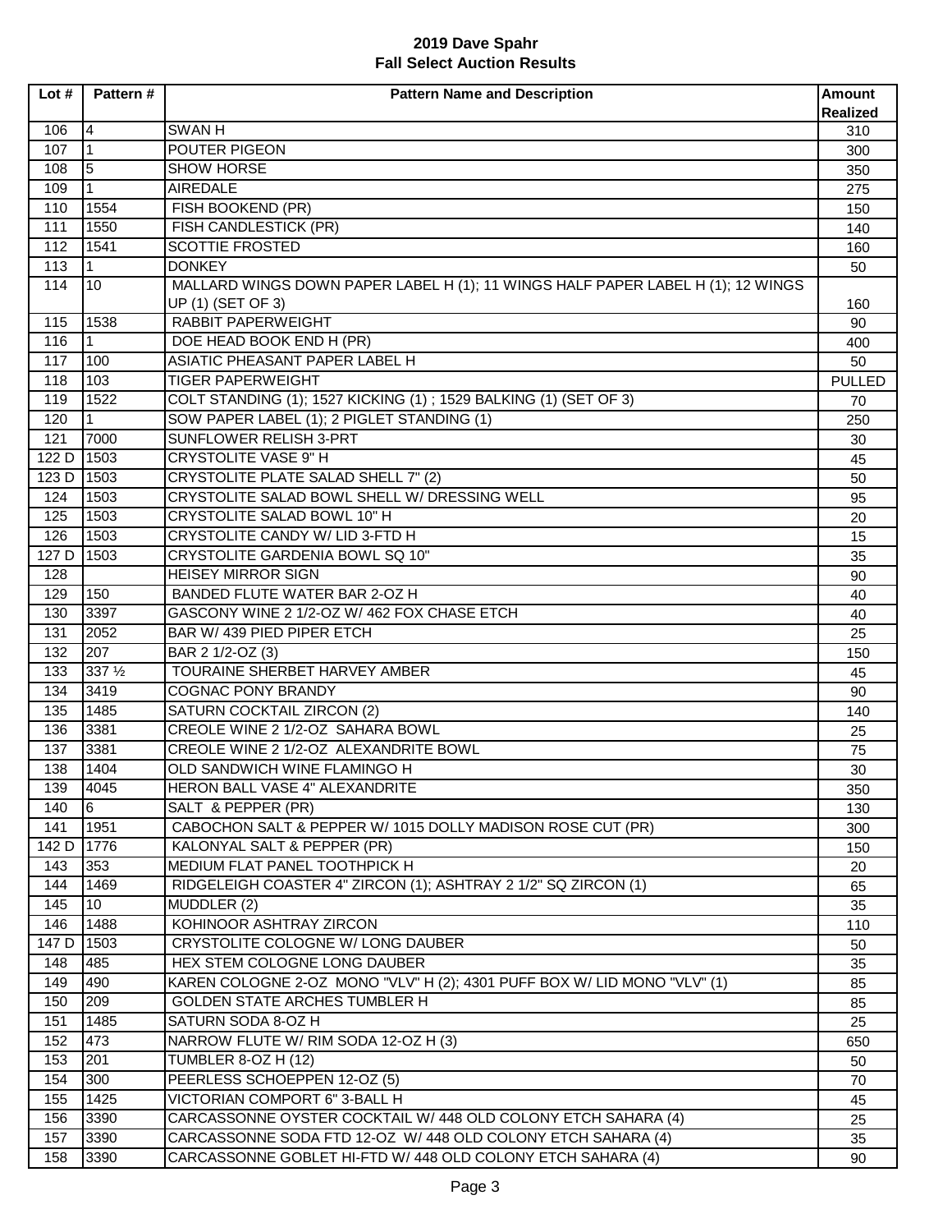## 2019 Dave Spahr
## Fall Select Auction Results

| Lot # | Pattern # | Pattern Name and Description | Amount Realized |
|---|---|---|---|
| 106 | 4 | SWAN H | 310 |
| 107 | 1 | POUTER PIGEON | 300 |
| 108 | 5 | SHOW HORSE | 350 |
| 109 | 1 | AIREDALE | 275 |
| 110 | 1554 | FISH BOOKEND (PR) | 150 |
| 111 | 1550 | FISH CANDLESTICK (PR) | 140 |
| 112 | 1541 | SCOTTIE FROSTED | 160 |
| 113 | 1 | DONKEY | 50 |
| 114 | 10 | MALLARD WINGS DOWN PAPER LABEL H (1); 11 WINGS HALF PAPER LABEL H (1); 12 WINGS UP (1) (SET OF 3) | 160 |
| 115 | 1538 | RABBIT PAPERWEIGHT | 90 |
| 116 | 1 | DOE HEAD BOOK END H (PR) | 400 |
| 117 | 100 | ASIATIC PHEASANT PAPER LABEL H | 50 |
| 118 | 103 | TIGER PAPERWEIGHT | PULLED |
| 119 | 1522 | COLT STANDING (1); 1527 KICKING (1) ; 1529 BALKING (1) (SET OF 3) | 70 |
| 120 | 1 | SOW PAPER LABEL (1); 2 PIGLET STANDING (1) | 250 |
| 121 | 7000 | SUNFLOWER RELISH 3-PRT | 30 |
| 122 D | 1503 | CRYSTOLITE VASE 9" H | 45 |
| 123 D | 1503 | CRYSTOLITE PLATE SALAD SHELL 7" (2) | 50 |
| 124 | 1503 | CRYSTOLITE SALAD BOWL SHELL W/ DRESSING WELL | 95 |
| 125 | 1503 | CRYSTOLITE SALAD BOWL 10" H | 20 |
| 126 | 1503 | CRYSTOLITE CANDY W/ LID 3-FTD H | 15 |
| 127 D | 1503 | CRYSTOLITE GARDENIA BOWL SQ 10" | 35 |
| 128 | | HEISEY MIRROR SIGN | 90 |
| 129 | 150 | BANDED FLUTE WATER BAR 2-OZ H | 40 |
| 130 | 3397 | GASCONY WINE 2 1/2-OZ W/ 462 FOX CHASE ETCH | 40 |
| 131 | 2052 | BAR W/ 439 PIED PIPER ETCH | 25 |
| 132 | 207 | BAR 2 1/2-OZ (3) | 150 |
| 133 | 337 ½ | TOURAINE SHERBET HARVEY AMBER | 45 |
| 134 | 3419 | COGNAC PONY BRANDY | 90 |
| 135 | 1485 | SATURN COCKTAIL ZIRCON (2) | 140 |
| 136 | 3381 | CREOLE WINE 2 1/2-OZ SAHARA BOWL | 25 |
| 137 | 3381 | CREOLE WINE 2 1/2-OZ ALEXANDRITE BOWL | 75 |
| 138 | 1404 | OLD SANDWICH WINE FLAMINGO H | 30 |
| 139 | 4045 | HERON BALL VASE 4" ALEXANDRITE | 350 |
| 140 | 6 | SALT & PEPPER (PR) | 130 |
| 141 | 1951 | CABOCHON SALT & PEPPER W/ 1015 DOLLY MADISON ROSE CUT (PR) | 300 |
| 142 D | 1776 | KALONYAL SALT & PEPPER (PR) | 150 |
| 143 | 353 | MEDIUM FLAT PANEL TOOTHPICK H | 20 |
| 144 | 1469 | RIDGELEIGH COASTER 4" ZIRCON (1); ASHTRAY 2 1/2" SQ ZIRCON (1) | 65 |
| 145 | 10 | MUDDLER (2) | 35 |
| 146 | 1488 | KOHINOOR ASHTRAY ZIRCON | 110 |
| 147 D | 1503 | CRYSTOLITE COLOGNE W/ LONG DAUBER | 50 |
| 148 | 485 | HEX STEM COLOGNE LONG DAUBER | 35 |
| 149 | 490 | KAREN COLOGNE 2-OZ MONO "VLV" H (2); 4301 PUFF BOX W/ LID MONO "VLV" (1) | 85 |
| 150 | 209 | GOLDEN STATE ARCHES TUMBLER H | 85 |
| 151 | 1485 | SATURN SODA 8-OZ H | 25 |
| 152 | 473 | NARROW FLUTE W/ RIM SODA 12-OZ H (3) | 650 |
| 153 | 201 | TUMBLER 8-OZ H (12) | 50 |
| 154 | 300 | PEERLESS SCHOEPPEN 12-OZ (5) | 70 |
| 155 | 1425 | VICTORIAN COMPORT 6" 3-BALL H | 45 |
| 156 | 3390 | CARCASSONNE OYSTER COCKTAIL W/ 448 OLD COLONY ETCH SAHARA (4) | 25 |
| 157 | 3390 | CARCASSONNE SODA FTD 12-OZ W/ 448 OLD COLONY ETCH SAHARA (4) | 35 |
| 158 | 3390 | CARCASSONNE GOBLET HI-FTD W/ 448 OLD COLONY ETCH SAHARA (4) | 90 |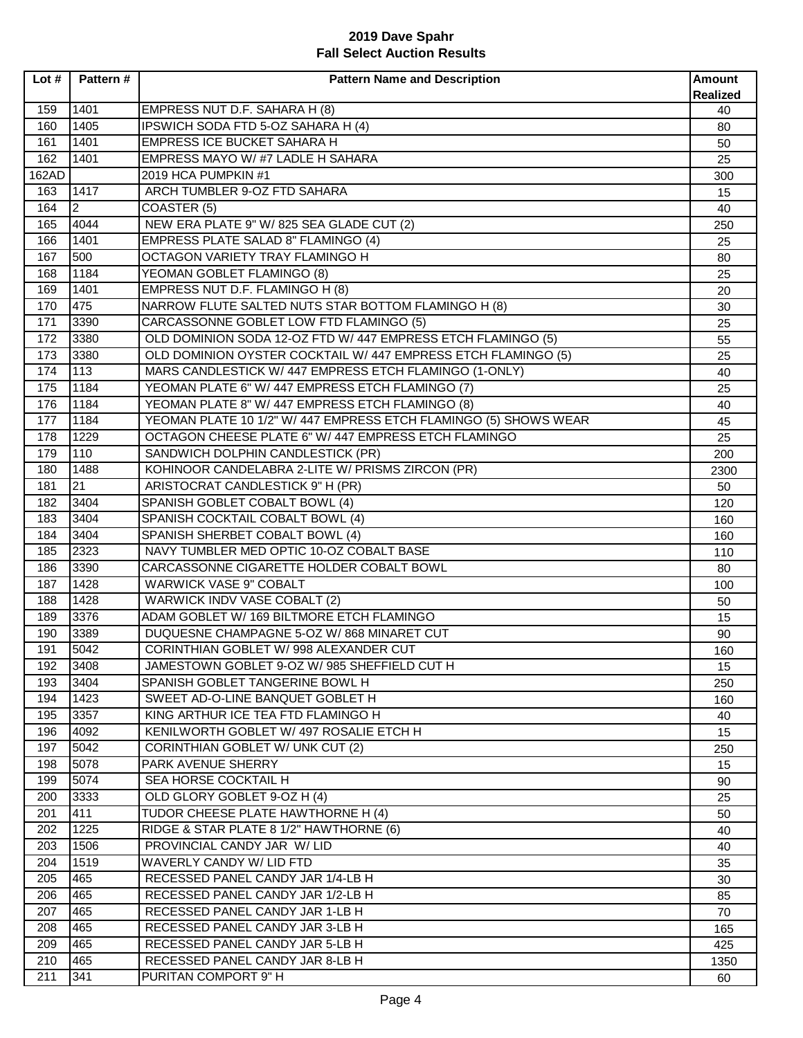# 2019 Dave Spahr
## Fall Select Auction Results

| Lot # | Pattern # | Pattern Name and Description | Amount Realized |
|---|---|---|---|
| 159 | 1401 | EMPRESS NUT D.F. SAHARA H (8) | 40 |
| 160 | 1405 | IPSWICH SODA FTD 5-OZ SAHARA H (4) | 80 |
| 161 | 1401 | EMPRESS ICE BUCKET SAHARA H | 50 |
| 162 | 1401 | EMPRESS MAYO W/ #7 LADLE H SAHARA | 25 |
| 162AD | | 2019 HCA PUMPKIN #1 | 300 |
| 163 | 1417 | ARCH TUMBLER 9-OZ FTD SAHARA | 15 |
| 164 | 2 | COASTER (5) | 40 |
| 165 | 4044 | NEW ERA PLATE 9" W/ 825 SEA GLADE CUT (2) | 250 |
| 166 | 1401 | EMPRESS PLATE SALAD 8" FLAMINGO (4) | 25 |
| 167 | 500 | OCTAGON VARIETY TRAY FLAMINGO H | 80 |
| 168 | 1184 | YEOMAN GOBLET FLAMINGO (8) | 25 |
| 169 | 1401 | EMPRESS NUT D.F. FLAMINGO H (8) | 20 |
| 170 | 475 | NARROW FLUTE SALTED NUTS STAR BOTTOM FLAMINGO H (8) | 30 |
| 171 | 3390 | CARCASSONNE GOBLET LOW FTD FLAMINGO (5) | 25 |
| 172 | 3380 | OLD DOMINION SODA 12-OZ FTD W/ 447 EMPRESS ETCH FLAMINGO (5) | 55 |
| 173 | 3380 | OLD DOMINION OYSTER COCKTAIL W/ 447 EMPRESS ETCH FLAMINGO (5) | 25 |
| 174 | 113 | MARS CANDLESTICK W/ 447 EMPRESS ETCH FLAMINGO (1-ONLY) | 40 |
| 175 | 1184 | YEOMAN PLATE 6" W/ 447 EMPRESS ETCH FLAMINGO (7) | 25 |
| 176 | 1184 | YEOMAN PLATE 8" W/ 447 EMPRESS ETCH FLAMINGO (8) | 40 |
| 177 | 1184 | YEOMAN PLATE 10 1/2" W/ 447 EMPRESS ETCH FLAMINGO (5) SHOWS WEAR | 45 |
| 178 | 1229 | OCTAGON CHEESE PLATE 6" W/ 447 EMPRESS ETCH FLAMINGO | 25 |
| 179 | 110 | SANDWICH DOLPHIN CANDLESTICK (PR) | 200 |
| 180 | 1488 | KOHINOOR CANDELABRA 2-LITE W/ PRISMS ZIRCON (PR) | 2300 |
| 181 | 21 | ARISTOCRAT CANDLESTICK 9" H (PR) | 50 |
| 182 | 3404 | SPANISH GOBLET COBALT BOWL (4) | 120 |
| 183 | 3404 | SPANISH COCKTAIL COBALT BOWL (4) | 160 |
| 184 | 3404 | SPANISH SHERBET COBALT BOWL (4) | 160 |
| 185 | 2323 | NAVY TUMBLER MED OPTIC 10-OZ COBALT BASE | 110 |
| 186 | 3390 | CARCASSONNE CIGARETTE HOLDER COBALT BOWL | 80 |
| 187 | 1428 | WARWICK VASE 9" COBALT | 100 |
| 188 | 1428 | WARWICK INDV VASE COBALT (2) | 50 |
| 189 | 3376 | ADAM GOBLET W/ 169 BILTMORE ETCH FLAMINGO | 15 |
| 190 | 3389 | DUQUESNE CHAMPAGNE 5-OZ W/ 868 MINARET CUT | 90 |
| 191 | 5042 | CORINTHIAN GOBLET W/ 998 ALEXANDER CUT | 160 |
| 192 | 3408 | JAMESTOWN GOBLET 9-OZ W/ 985 SHEFFIELD CUT H | 15 |
| 193 | 3404 | SPANISH GOBLET TANGERINE BOWL H | 250 |
| 194 | 1423 | SWEET AD-O-LINE BANQUET GOBLET H | 160 |
| 195 | 3357 | KING ARTHUR ICE TEA FTD FLAMINGO H | 40 |
| 196 | 4092 | KENILWORTH GOBLET W/ 497 ROSALIE ETCH H | 15 |
| 197 | 5042 | CORINTHIAN GOBLET W/ UNK CUT (2) | 250 |
| 198 | 5078 | PARK AVENUE SHERRY | 15 |
| 199 | 5074 | SEA HORSE COCKTAIL H | 90 |
| 200 | 3333 | OLD GLORY GOBLET 9-OZ H (4) | 25 |
| 201 | 411 | TUDOR CHEESE PLATE HAWTHORNE H (4) | 50 |
| 202 | 1225 | RIDGE & STAR PLATE 8 1/2" HAWTHORNE (6) | 40 |
| 203 | 1506 | PROVINCIAL CANDY JAR W/ LID | 40 |
| 204 | 1519 | WAVERLY CANDY W/ LID FTD | 35 |
| 205 | 465 | RECESSED PANEL CANDY JAR 1/4-LB H | 30 |
| 206 | 465 | RECESSED PANEL CANDY JAR 1/2-LB H | 85 |
| 207 | 465 | RECESSED PANEL CANDY JAR 1-LB H | 70 |
| 208 | 465 | RECESSED PANEL CANDY JAR 3-LB H | 165 |
| 209 | 465 | RECESSED PANEL CANDY JAR 5-LB H | 425 |
| 210 | 465 | RECESSED PANEL CANDY JAR 8-LB H | 1350 |
| 211 | 341 | PURITAN COMPORT 9" H | 60 |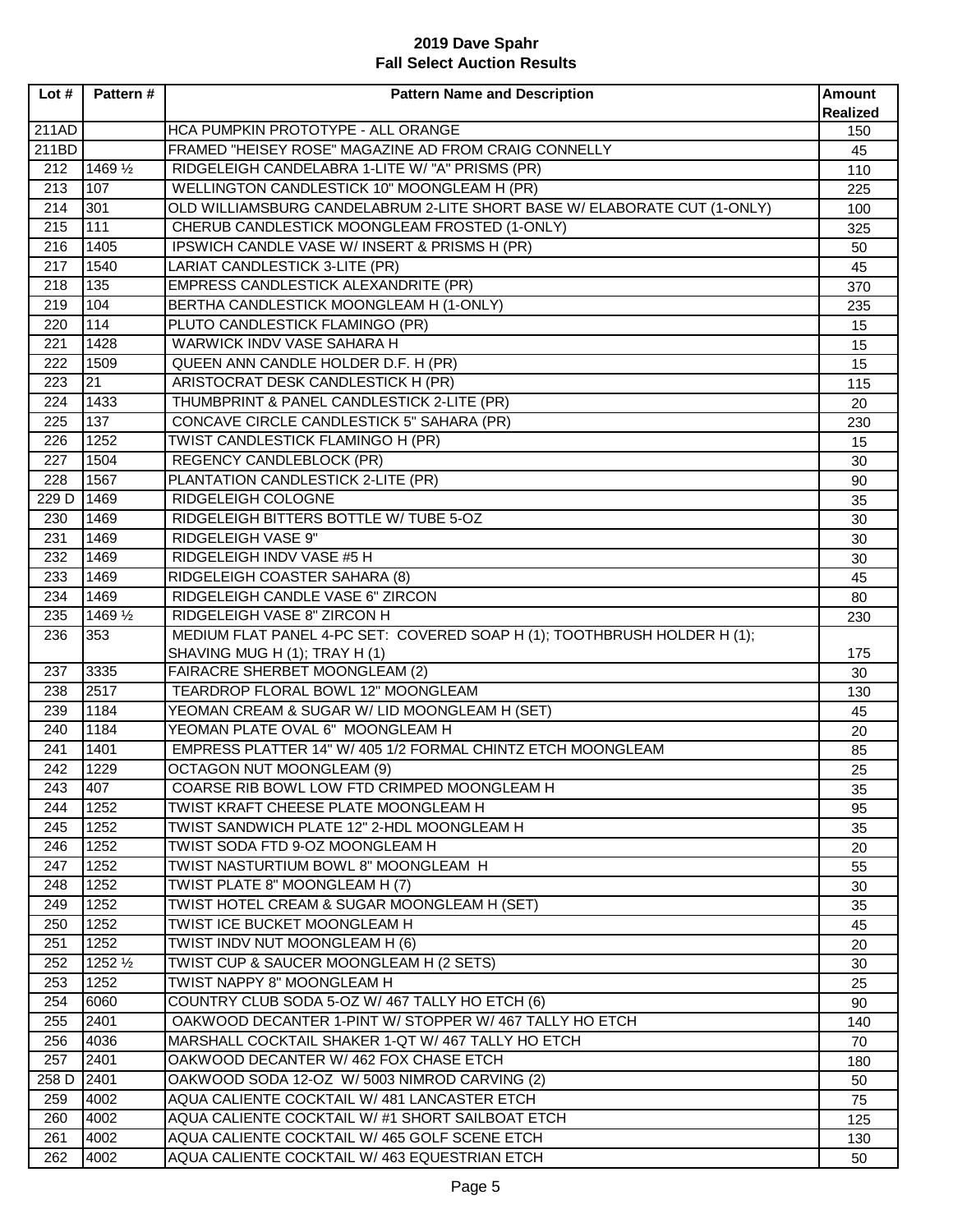# 2019 Dave Spahr
## Fall Select Auction Results

| Lot # | Pattern # | Pattern Name and Description | Amount Realized |
|---|---|---|---|
| 211AD | | HCA PUMPKIN PROTOTYPE - ALL ORANGE | 150 |
| 211BD | | FRAMED "HEISEY ROSE" MAGAZINE AD FROM CRAIG CONNELLY | 45 |
| 212 | 1469 ½ | RIDGELEIGH CANDELABRA 1-LITE W/ "A" PRISMS (PR) | 110 |
| 213 | 107 | WELLINGTON CANDLESTICK 10" MOONGLEAM H (PR) | 225 |
| 214 | 301 | OLD WILLIAMSBURG CANDELABRUM 2-LITE SHORT BASE W/ ELABORATE CUT (1-ONLY) | 100 |
| 215 | 111 | CHERUB CANDLESTICK MOONGLEAM FROSTED (1-ONLY) | 325 |
| 216 | 1405 | IPSWICH CANDLE VASE W/ INSERT & PRISMS H (PR) | 50 |
| 217 | 1540 | LARIAT CANDLESTICK 3-LITE (PR) | 45 |
| 218 | 135 | EMPRESS CANDLESTICK ALEXANDRITE (PR) | 370 |
| 219 | 104 | BERTHA CANDLESTICK MOONGLEAM H (1-ONLY) | 235 |
| 220 | 114 | PLUTO CANDLESTICK FLAMINGO (PR) | 15 |
| 221 | 1428 | WARWICK INDV VASE SAHARA H | 15 |
| 222 | 1509 | QUEEN ANN CANDLE HOLDER D.F. H (PR) | 15 |
| 223 | 21 | ARISTOCRAT DESK CANDLESTICK H (PR) | 115 |
| 224 | 1433 | THUMBPRINT & PANEL CANDLESTICK 2-LITE (PR) | 20 |
| 225 | 137 | CONCAVE CIRCLE CANDLESTICK 5" SAHARA (PR) | 230 |
| 226 | 1252 | TWIST CANDLESTICK FLAMINGO H (PR) | 15 |
| 227 | 1504 | REGENCY CANDLEBLOCK (PR) | 30 |
| 228 | 1567 | PLANTATION CANDLESTICK 2-LITE (PR) | 90 |
| 229 D | 1469 | RIDGELEIGH COLOGNE | 35 |
| 230 | 1469 | RIDGELEIGH BITTERS BOTTLE W/ TUBE 5-OZ | 30 |
| 231 | 1469 | RIDGELEIGH VASE 9" | 30 |
| 232 | 1469 | RIDGELEIGH INDV VASE #5 H | 30 |
| 233 | 1469 | RIDGELEIGH COASTER SAHARA (8) | 45 |
| 234 | 1469 | RIDGELEIGH CANDLE VASE 6" ZIRCON | 80 |
| 235 | 1469 ½ | RIDGELEIGH VASE 8" ZIRCON H | 230 |
| 236 | 353 | MEDIUM FLAT PANEL 4-PC SET: COVERED SOAP H (1); TOOTHBRUSH HOLDER H (1); SHAVING MUG H (1); TRAY H (1) | 175 |
| 237 | 3335 | FAIRACRE SHERBET MOONGLEAM (2) | 30 |
| 238 | 2517 | TEARDROP FLORAL BOWL 12" MOONGLEAM | 130 |
| 239 | 1184 | YEOMAN CREAM & SUGAR W/ LID MOONGLEAM H (SET) | 45 |
| 240 | 1184 | YEOMAN PLATE OVAL 6" MOONGLEAM H | 20 |
| 241 | 1401 | EMPRESS PLATTER 14" W/ 405 1/2 FORMAL CHINTZ ETCH MOONGLEAM | 85 |
| 242 | 1229 | OCTAGON NUT MOONGLEAM (9) | 25 |
| 243 | 407 | COARSE RIB BOWL LOW FTD CRIMPED MOONGLEAM H | 35 |
| 244 | 1252 | TWIST KRAFT CHEESE PLATE MOONGLEAM H | 95 |
| 245 | 1252 | TWIST SANDWICH PLATE 12" 2-HDL MOONGLEAM H | 35 |
| 246 | 1252 | TWIST SODA FTD 9-OZ MOONGLEAM H | 20 |
| 247 | 1252 | TWIST NASTURTIUM BOWL 8" MOONGLEAM H | 55 |
| 248 | 1252 | TWIST PLATE 8" MOONGLEAM H (7) | 30 |
| 249 | 1252 | TWIST HOTEL CREAM & SUGAR MOONGLEAM H (SET) | 35 |
| 250 | 1252 | TWIST ICE BUCKET MOONGLEAM H | 45 |
| 251 | 1252 | TWIST INDV NUT MOONGLEAM H (6) | 20 |
| 252 | 1252 ½ | TWIST CUP & SAUCER MOONGLEAM H (2 SETS) | 30 |
| 253 | 1252 | TWIST NAPPY 8" MOONGLEAM H | 25 |
| 254 | 6060 | COUNTRY CLUB SODA 5-OZ W/ 467 TALLY HO ETCH (6) | 90 |
| 255 | 2401 | OAKWOOD DECANTER 1-PINT W/ STOPPER W/ 467 TALLY HO ETCH | 140 |
| 256 | 4036 | MARSHALL COCKTAIL SHAKER 1-QT W/ 467 TALLY HO ETCH | 70 |
| 257 | 2401 | OAKWOOD DECANTER W/ 462 FOX CHASE ETCH | 180 |
| 258 D | 2401 | OAKWOOD SODA 12-OZ W/ 5003 NIMROD CARVING (2) | 50 |
| 259 | 4002 | AQUA CALIENTE COCKTAIL W/ 481 LANCASTER ETCH | 75 |
| 260 | 4002 | AQUA CALIENTE COCKTAIL W/ #1 SHORT SAILBOAT ETCH | 125 |
| 261 | 4002 | AQUA CALIENTE COCKTAIL W/ 465 GOLF SCENE ETCH | 130 |
| 262 | 4002 | AQUA CALIENTE COCKTAIL W/ 463 EQUESTRIAN ETCH | 50 |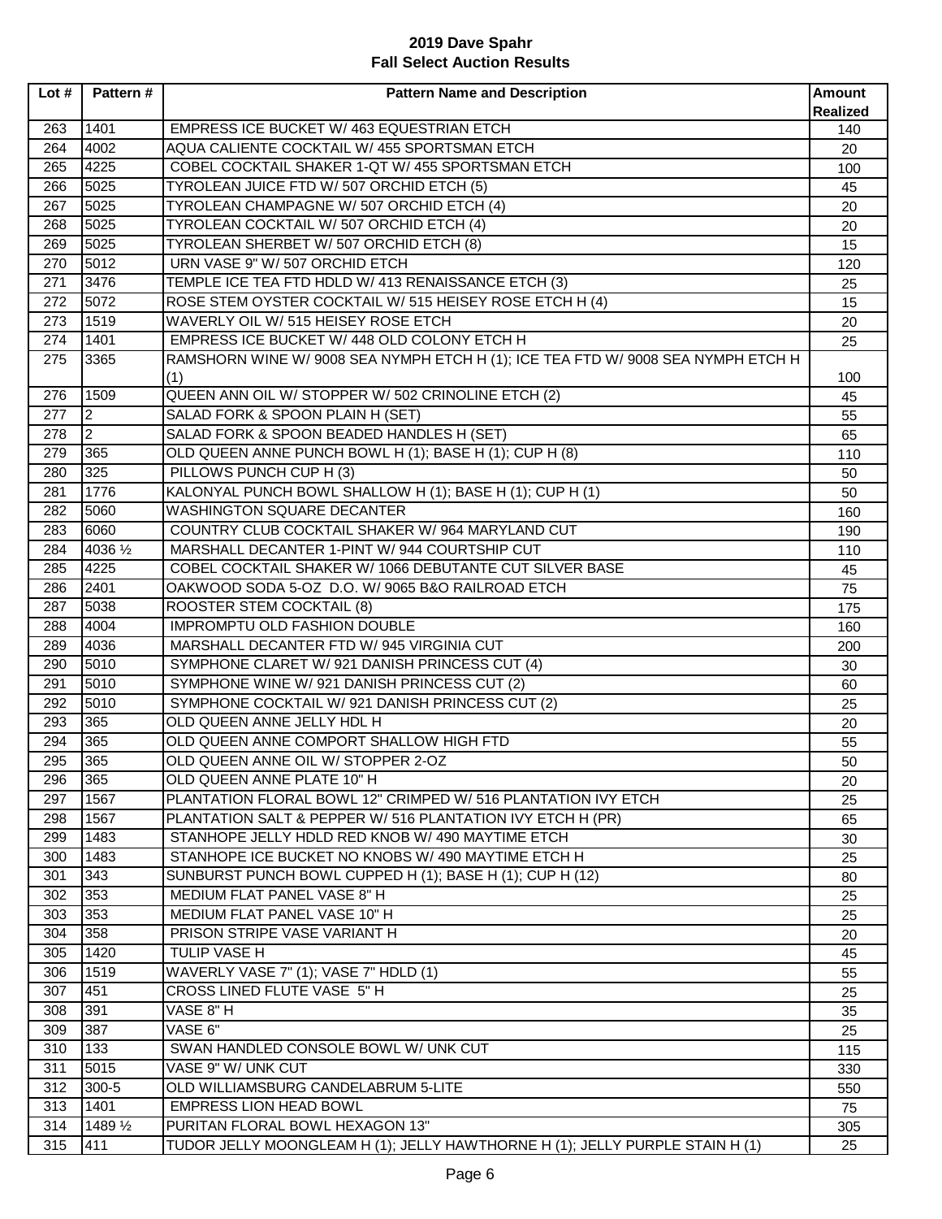# 2019 Dave Spahr
## Fall Select Auction Results

| Lot # | Pattern # | Pattern Name and Description | Amount Realized |
|---|---|---|---|
| 263 | 1401 | EMPRESS ICE BUCKET W/ 463 EQUESTRIAN ETCH | 140 |
| 264 | 4002 | AQUA CALIENTE COCKTAIL W/ 455 SPORTSMAN ETCH | 20 |
| 265 | 4225 | COBEL COCKTAIL SHAKER 1-QT W/ 455 SPORTSMAN ETCH | 100 |
| 266 | 5025 | TYROLEAN JUICE FTD W/ 507 ORCHID ETCH (5) | 45 |
| 267 | 5025 | TYROLEAN CHAMPAGNE W/ 507 ORCHID ETCH (4) | 20 |
| 268 | 5025 | TYROLEAN COCKTAIL W/ 507 ORCHID ETCH (4) | 20 |
| 269 | 5025 | TYROLEAN SHERBET W/ 507 ORCHID ETCH (8) | 15 |
| 270 | 5012 | URN VASE 9" W/ 507 ORCHID ETCH | 120 |
| 271 | 3476 | TEMPLE ICE TEA FTD HDLD W/ 413 RENAISSANCE ETCH (3) | 25 |
| 272 | 5072 | ROSE STEM OYSTER COCKTAIL W/ 515 HEISEY ROSE ETCH H (4) | 15 |
| 273 | 1519 | WAVERLY OIL W/ 515 HEISEY ROSE ETCH | 20 |
| 274 | 1401 | EMPRESS ICE BUCKET W/ 448 OLD COLONY ETCH H | 25 |
| 275 | 3365 | RAMSHORN WINE W/ 9008 SEA NYMPH ETCH H (1); ICE TEA FTD W/ 9008 SEA NYMPH ETCH H (1) | 100 |
| 276 | 1509 | QUEEN ANN OIL W/ STOPPER W/ 502 CRINOLINE ETCH (2) | 45 |
| 277 | 2 | SALAD FORK & SPOON PLAIN H (SET) | 55 |
| 278 | 2 | SALAD FORK & SPOON BEADED HANDLES H (SET) | 65 |
| 279 | 365 | OLD QUEEN ANNE PUNCH BOWL H (1); BASE H (1); CUP H (8) | 110 |
| 280 | 325 | PILLOWS PUNCH CUP H (3) | 50 |
| 281 | 1776 | KALONYAL PUNCH BOWL SHALLOW H (1); BASE H (1); CUP H (1) | 50 |
| 282 | 5060 | WASHINGTON SQUARE DECANTER | 160 |
| 283 | 6060 | COUNTRY CLUB COCKTAIL SHAKER W/ 964 MARYLAND CUT | 190 |
| 284 | 4036 ½ | MARSHALL DECANTER 1-PINT W/ 944 COURTSHIP CUT | 110 |
| 285 | 4225 | COBEL COCKTAIL SHAKER W/ 1066 DEBUTANTE CUT SILVER BASE | 45 |
| 286 | 2401 | OAKWOOD SODA 5-OZ D.O. W/ 9065 B&O RAILROAD ETCH | 75 |
| 287 | 5038 | ROOSTER STEM COCKTAIL (8) | 175 |
| 288 | 4004 | IMPROMPTU OLD FASHION DOUBLE | 160 |
| 289 | 4036 | MARSHALL DECANTER FTD W/ 945 VIRGINIA CUT | 200 |
| 290 | 5010 | SYMPHONE CLARET W/ 921 DANISH PRINCESS CUT (4) | 30 |
| 291 | 5010 | SYMPHONE WINE W/ 921 DANISH PRINCESS CUT (2) | 60 |
| 292 | 5010 | SYMPHONE COCKTAIL W/ 921 DANISH PRINCESS CUT (2) | 25 |
| 293 | 365 | OLD QUEEN ANNE JELLY HDL H | 20 |
| 294 | 365 | OLD QUEEN ANNE COMPORT SHALLOW HIGH FTD | 55 |
| 295 | 365 | OLD QUEEN ANNE OIL W/ STOPPER 2-OZ | 50 |
| 296 | 365 | OLD QUEEN ANNE PLATE 10" H | 20 |
| 297 | 1567 | PLANTATION FLORAL BOWL 12" CRIMPED W/ 516 PLANTATION IVY ETCH | 25 |
| 298 | 1567 | PLANTATION SALT & PEPPER W/ 516 PLANTATION IVY ETCH H (PR) | 65 |
| 299 | 1483 | STANHOPE JELLY HDLD RED KNOB W/ 490 MAYTIME ETCH | 30 |
| 300 | 1483 | STANHOPE ICE BUCKET NO KNOBS W/ 490 MAYTIME ETCH H | 25 |
| 301 | 343 | SUNBURST PUNCH BOWL CUPPED H (1); BASE H (1); CUP H (12) | 80 |
| 302 | 353 | MEDIUM FLAT PANEL VASE 8" H | 25 |
| 303 | 353 | MEDIUM FLAT PANEL VASE 10" H | 25 |
| 304 | 358 | PRISON STRIPE VASE VARIANT H | 20 |
| 305 | 1420 | TULIP VASE H | 45 |
| 306 | 1519 | WAVERLY VASE 7" (1); VASE 7" HDLD (1) | 55 |
| 307 | 451 | CROSS LINED FLUTE VASE 5" H | 25 |
| 308 | 391 | VASE 8" H | 35 |
| 309 | 387 | VASE 6" | 25 |
| 310 | 133 | SWAN HANDLED CONSOLE BOWL W/ UNK CUT | 115 |
| 311 | 5015 | VASE 9" W/ UNK CUT | 330 |
| 312 | 300-5 | OLD WILLIAMSBURG CANDELABRUM 5-LITE | 550 |
| 313 | 1401 | EMPRESS LION HEAD BOWL | 75 |
| 314 | 1489 ½ | PURITAN FLORAL BOWL HEXAGON 13" | 305 |
| 315 | 411 | TUDOR JELLY MOONGLEAM H (1); JELLY HAWTHORNE H (1); JELLY PURPLE STAIN H (1) | 25 |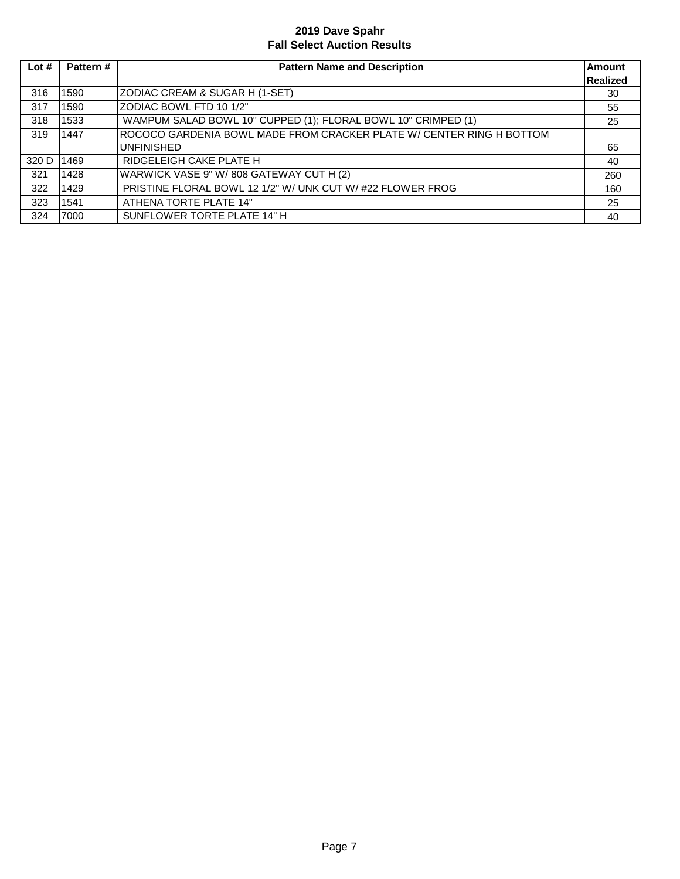**2019 Dave Spahr**
**Fall Select Auction Results**

| Lot # | Pattern # | Pattern Name and Description | Amount Realized |
|---|---|---|---|
| 316 | 1590 | ZODIAC CREAM & SUGAR H (1-SET) | 30 |
| 317 | 1590 | ZODIAC BOWL FTD 10 1/2" | 55 |
| 318 | 1533 | WAMPUM SALAD BOWL 10" CUPPED (1); FLORAL BOWL 10" CRIMPED (1) | 25 |
| 319 | 1447 | ROCOCO GARDENIA BOWL MADE FROM CRACKER PLATE W/ CENTER RING H BOTTOM UNFINISHED | 65 |
| 320 D | 1469 | RIDGELEIGH CAKE PLATE H | 40 |
| 321 | 1428 | WARWICK VASE 9" W/ 808 GATEWAY CUT H (2) | 260 |
| 322 | 1429 | PRISTINE FLORAL BOWL 12 1/2" W/ UNK CUT W/ #22 FLOWER FROG | 160 |
| 323 | 1541 | ATHENA TORTE PLATE 14" | 25 |
| 324 | 7000 | SUNFLOWER TORTE PLATE 14" H | 40 |